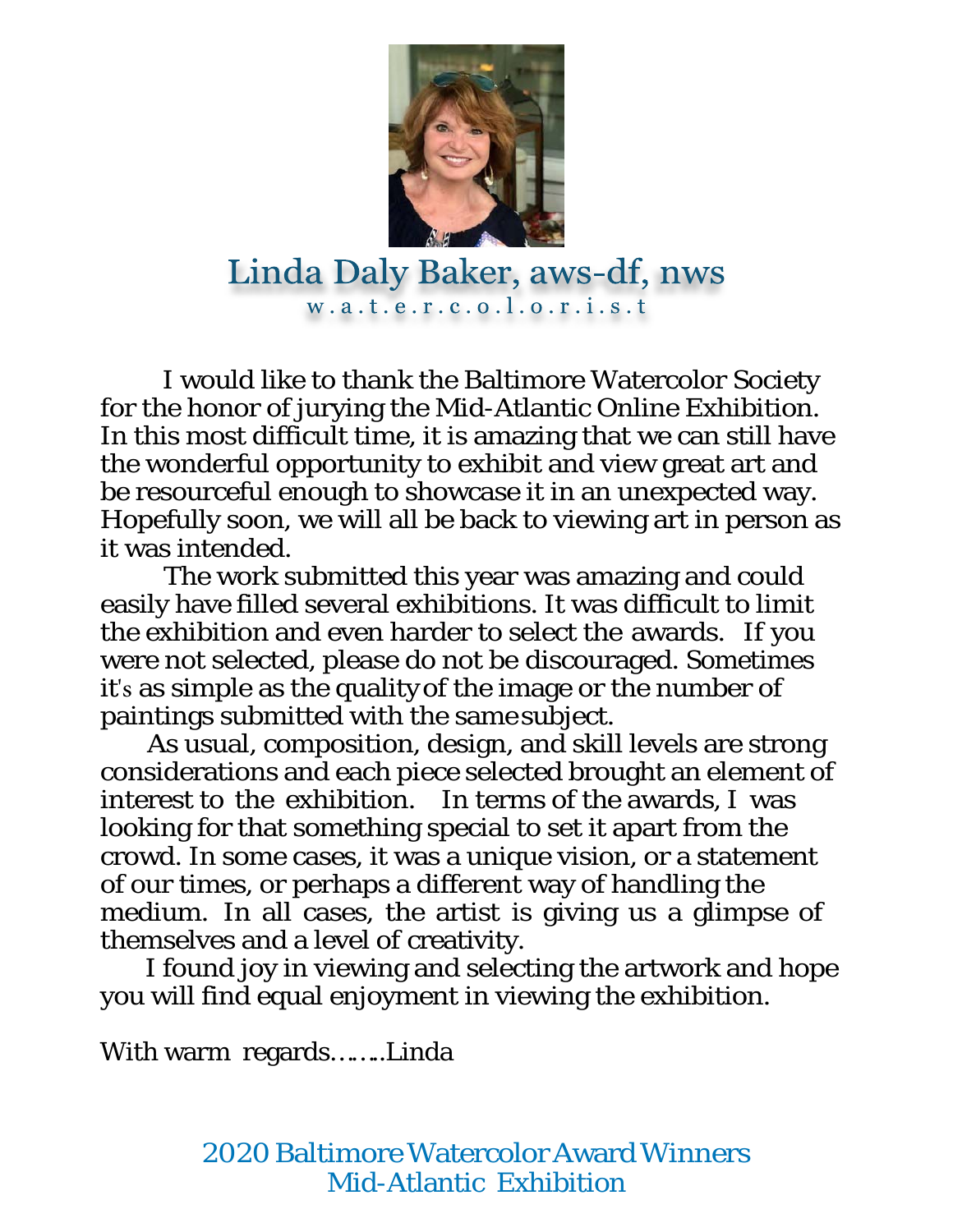## Linda Daly Baker, aws-df, nws

w.a.t.e.r.c.o.l.o.r.i.s.t

I would like to thank the Baltimore Watercolor Society for the honor of jurying the Mid-Atlantic Online Exhibition. In this most difficult time, it is amazing that we can still have the wonderful opportunity to exhibit and view great art and be resourceful enough to showcase it in an unexpected way. Hopefully soon, we will all be back to viewing art in person as it was intended.

The work submitted this year was amazing and could easily have filled several exhibitions. It was difficult to limit the exhibition and even harder to select the awards. If you were not selected, please do not be discouraged. Sometimes it's as simple as the quality of the image or the number of paintings submitted with the same subject.

As usual, composition, design, and skill levels are strong considerations and each piece selected brought an element of interest to the exhibition. In terms of the awards, I was looking for that something special to set it apart from the crowd. In some cases, it was a unique vision, or a statement of our times, or perhaps a different way of handling the medium. In all cases, the artist is giving us a glimpse of themselves and a level of creativity.

I found joy in viewing and selecting the artwork and hope you will find equal enjoyment in viewing the exhibition.

With warm regards……..Linda

## 2020 Baltimore Watercolor Award Winners
## Mid-Atlantic Exhibition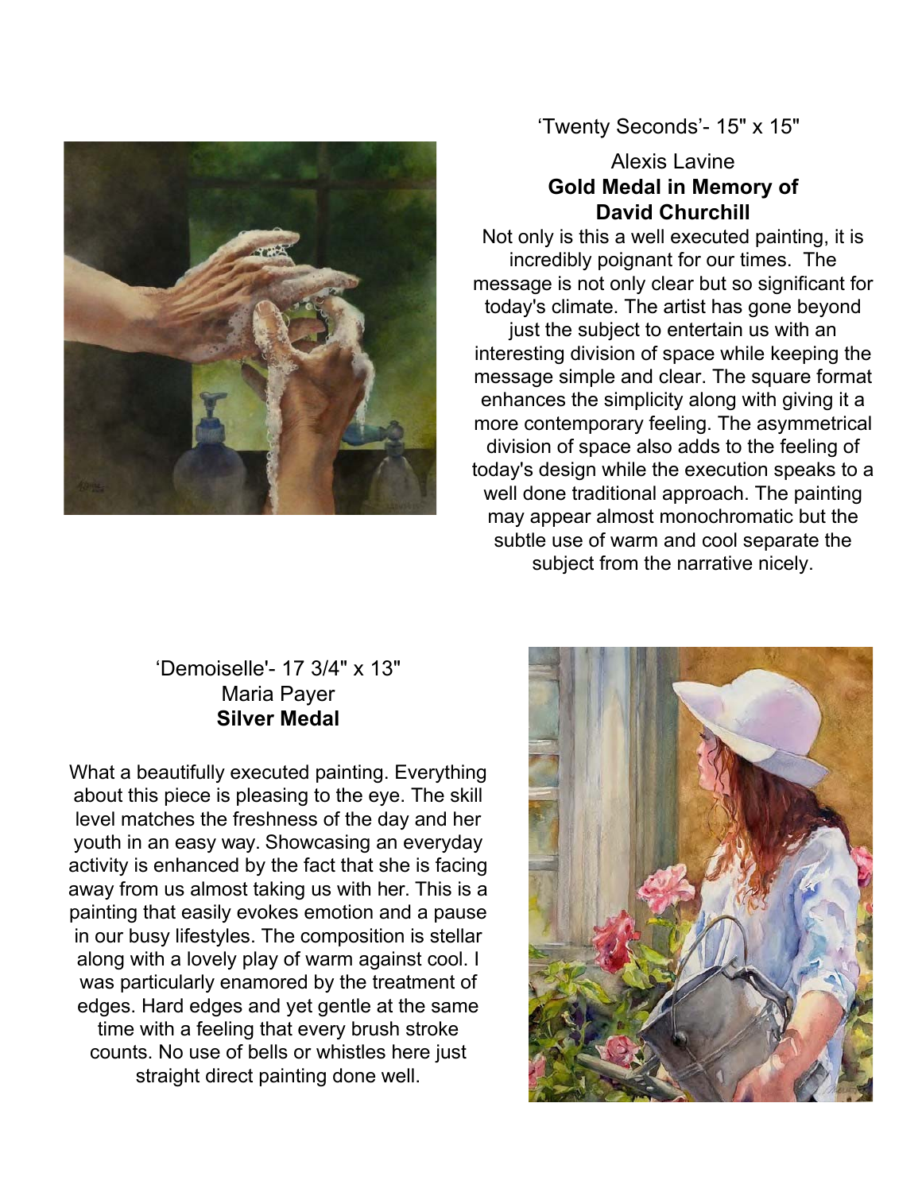‘Twenty Seconds’- 15" x 15"

Alexis Lavine

**Gold Medal in Memory of David Churchill**

Not only is this a well executed painting, it is incredibly poignant for our times. The message is not only clear but so significant for today's climate. The artist has gone beyond just the subject to entertain us with an interesting division of space while keeping the message simple and clear. The square format enhances the simplicity along with giving it a more contemporary feeling. The asymmetrical division of space also adds to the feeling of today's design while the execution speaks to a well done traditional approach. The painting may appear almost monochromatic but the subtle use of warm and cool separate the subject from the narrative nicely.

‘Demoiselle'- 17 3/4" x 13"

Maria Payer

**Silver Medal**

What a beautifully executed painting. Everything about this piece is pleasing to the eye. The skill level matches the freshness of the day and her youth in an easy way. Showcasing an everyday activity is enhanced by the fact that she is facing away from us almost taking us with her. This is a painting that easily evokes emotion and a pause in our busy lifestyles. The composition is stellar along with a lovely play of warm against cool. I was particularly enamored by the treatment of edges. Hard edges and yet gentle at the same time with a feeling that every brush stroke counts. No use of bells or whistles here just straight direct painting done well.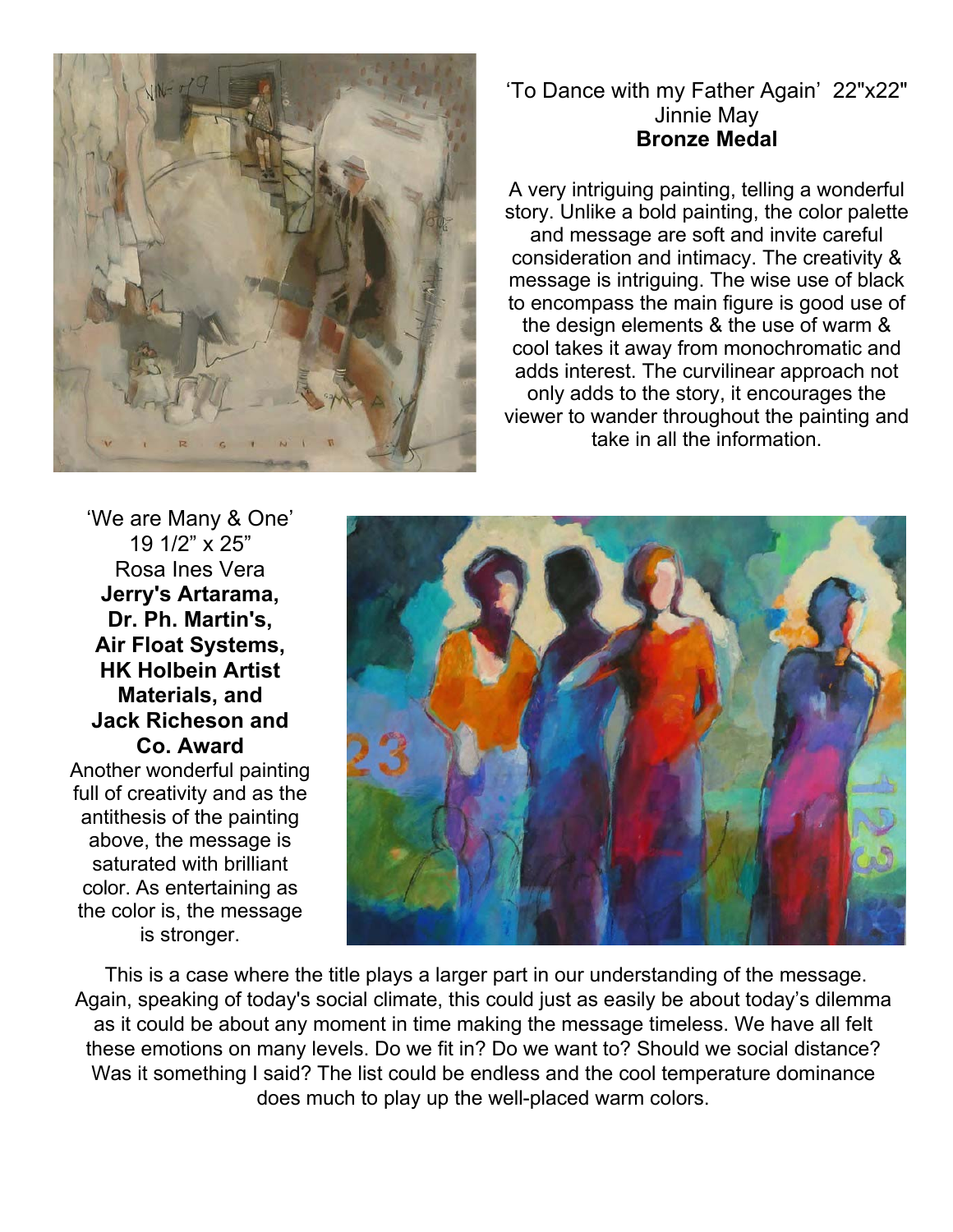‘To Dance with my Father Again’ 22"x22"
Jinnie May
**Bronze Medal**

A very intriguing painting, telling a wonderful story. Unlike a bold painting, the color palette and message are soft and invite careful consideration and intimacy. The creativity & message is intriguing. The wise use of black to encompass the main figure is good use of the design elements & the use of warm & cool takes it away from monochromatic and adds interest. The curvilinear approach not only adds to the story, it encourages the viewer to wander throughout the painting and take in all the information.

‘We are Many & One’
19 1/2” x 25”
Rosa Ines Vera
**Jerry's Artarama, Dr. Ph. Martin's, Air Float Systems, HK Holbein Artist Materials, and Jack Richeson and Co. Award**

Another wonderful painting full of creativity and as the antithesis of the painting above, the message is saturated with brilliant color. As entertaining as the color is, the message is stronger.

This is a case where the title plays a larger part in our understanding of the message. Again, speaking of today's social climate, this could just as easily be about today’s dilemma as it could be about any moment in time making the message timeless. We have all felt these emotions on many levels. Do we fit in? Do we want to? Should we social distance? Was it something I said? The list could be endless and the cool temperature dominance does much to play up the well-placed warm colors.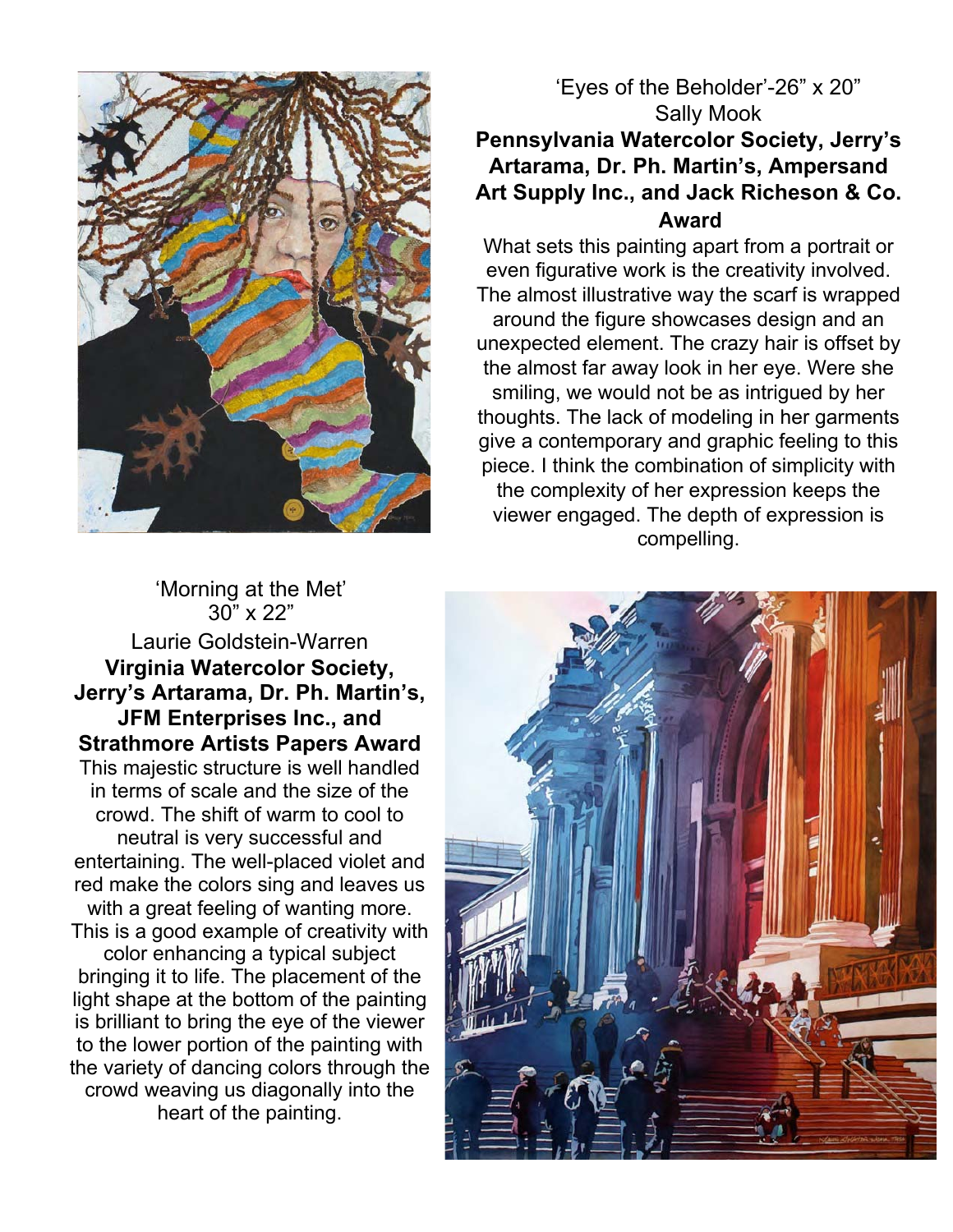'Eyes of the Beholder'-26" x 20"

Sally Mook

**Pennsylvania Watercolor Society, Jerry's Artarama, Dr. Ph. Martin's, Ampersand Art Supply Inc., and Jack Richeson & Co. Award**

What sets this painting apart from a portrait or even figurative work is the creativity involved. The almost illustrative way the scarf is wrapped around the figure showcases design and an unexpected element. The crazy hair is offset by the almost far away look in her eye. Were she smiling, we would not be as intrigued by her thoughts. The lack of modeling in her garments give a contemporary and graphic feeling to this piece. I think the combination of simplicity with the complexity of her expression keeps the viewer engaged. The depth of expression is compelling.

'Morning at the Met'
30" x 22"

Laurie Goldstein-Warren

**Virginia Watercolor Society, Jerry's Artarama, Dr. Ph. Martin's, JFM Enterprises Inc., and Strathmore Artists Papers Award**

This majestic structure is well handled in terms of scale and the size of the crowd. The shift of warm to cool to neutral is very successful and entertaining. The well-placed violet and red make the colors sing and leaves us with a great feeling of wanting more. This is a good example of creativity with color enhancing a typical subject bringing it to life. The placement of the light shape at the bottom of the painting is brilliant to bring the eye of the viewer to the lower portion of the painting with the variety of dancing colors through the crowd weaving us diagonally into the heart of the painting.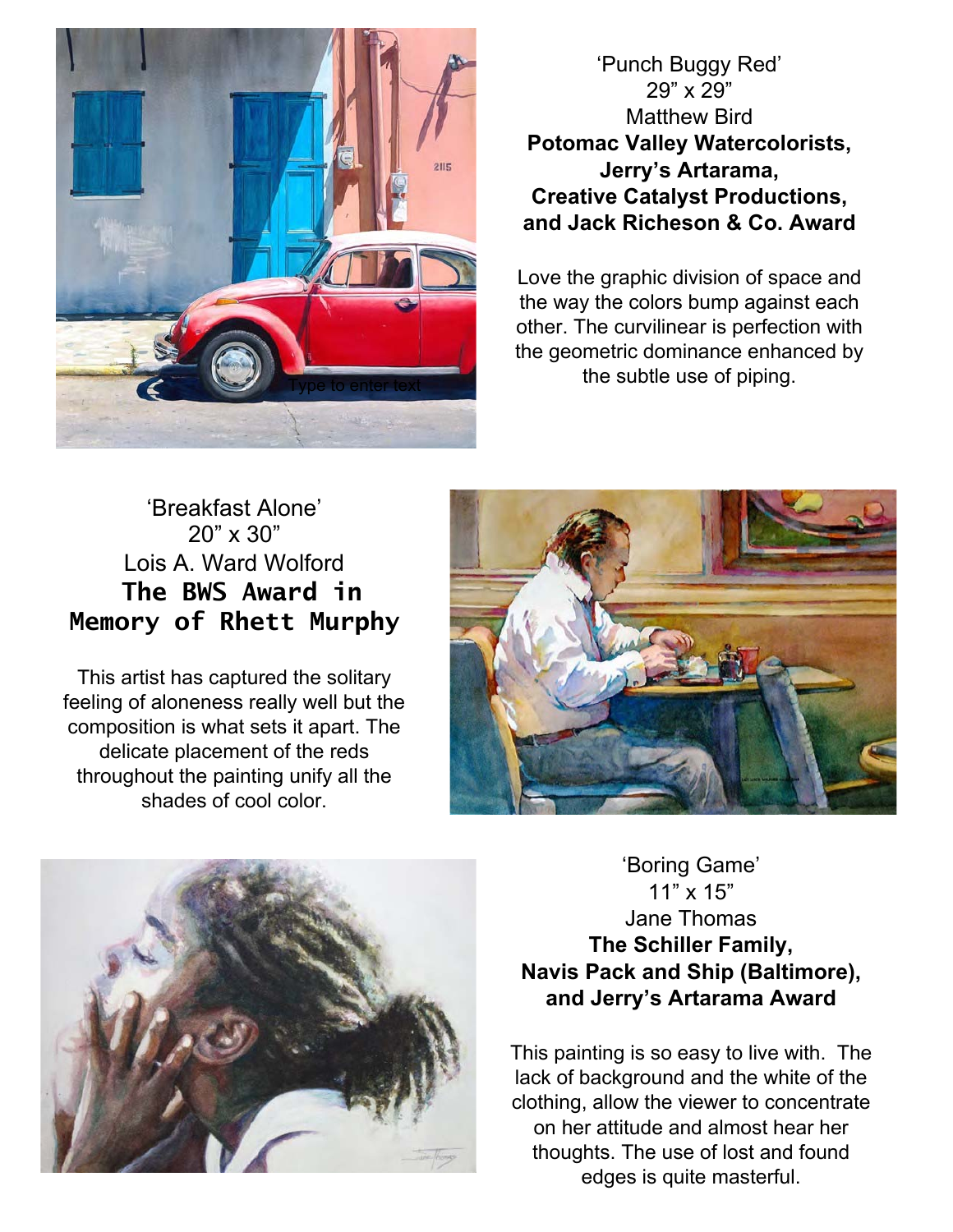‘Punch Buggy Red’
29” x 29”
Matthew Bird
**Potomac Valley Watercolorists, Jerry’s Artarama, Creative Catalyst Productions, and Jack Richeson & Co. Award**

Love the graphic division of space and the way the colors bump against each other. The curvilinear is perfection with the geometric dominance enhanced by the subtle use of piping.

‘Breakfast Alone’
20” x 30”
Lois A. Ward Wolford
**The BWS Award in Memory of Rhett Murphy**

This artist has captured the solitary feeling of aloneness really well but the composition is what sets it apart. The delicate placement of the reds throughout the painting unify all the shades of cool color.

‘Boring Game’
11” x 15”
Jane Thomas
**The Schiller Family, Navis Pack and Ship (Baltimore), and Jerry’s Artarama Award**

This painting is so easy to live with. The lack of background and the white of the clothing, allow the viewer to concentrate on her attitude and almost hear her thoughts. The use of lost and found edges is quite masterful.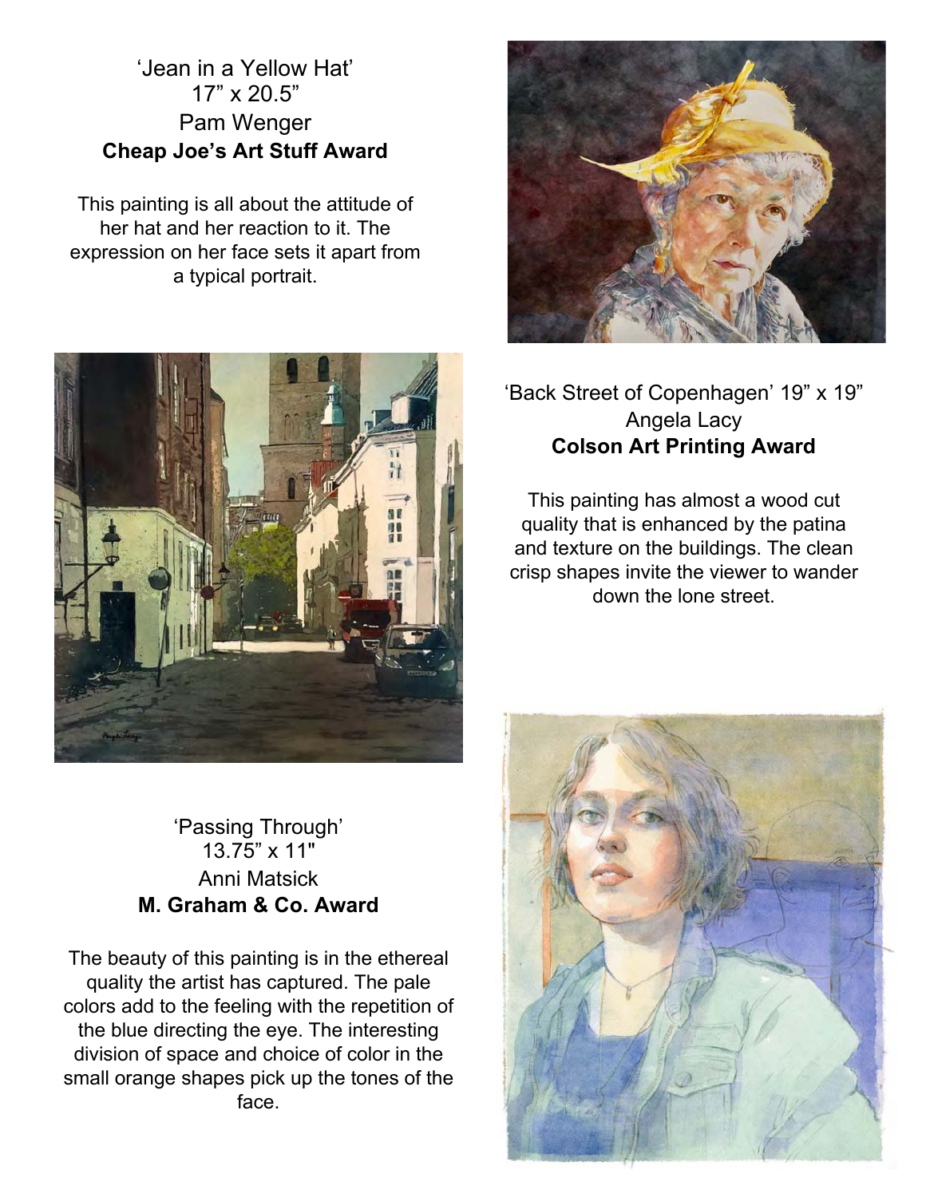‘Jean in a Yellow Hat’
17” x 20.5”
Pam Wenger
**Cheap Joe’s Art Stuff Award**

This painting is all about the attitude of her hat and her reaction to it. The expression on her face sets it apart from a typical portrait.

‘Back Street of Copenhagen’ 19” x 19”
Angela Lacy
**Colson Art Printing Award**

This painting has almost a wood cut quality that is enhanced by the patina and texture on the buildings. The clean crisp shapes invite the viewer to wander down the lone street.

‘Passing Through’
13.75” x 11"
Anni Matsick
**M. Graham & Co. Award**

The beauty of this painting is in the ethereal quality the artist has captured. The pale colors add to the feeling with the repetition of the blue directing the eye. The interesting division of space and choice of color in the small orange shapes pick up the tones of the face.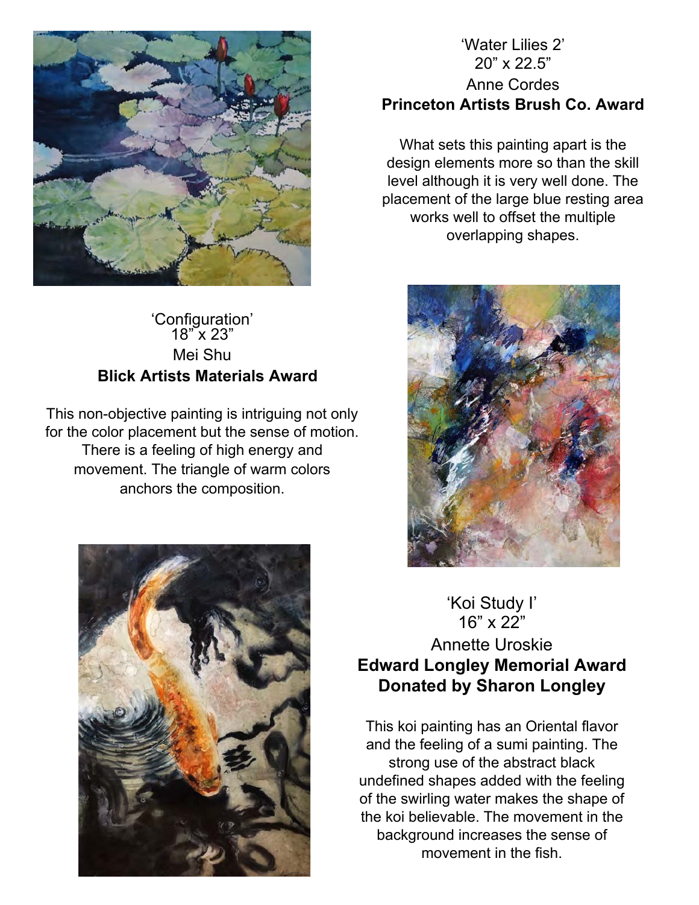'Water Lilies 2'
20" x 22.5"
Anne Cordes
**Princeton Artists Brush Co. Award**

What sets this painting apart is the design elements more so than the skill level although it is very well done. The placement of the large blue resting area works well to offset the multiple overlapping shapes.

'Configuration'
18" x 23"
Mei Shu
**Blick Artists Materials Award**

This non-objective painting is intriguing not only for the color placement but the sense of motion. There is a feeling of high energy and movement. The triangle of warm colors anchors the composition.

'Koi Study I'
16" x 22"
Annette Uroskie
**Edward Longley Memorial Award**
**Donated by Sharon Longley**

This koi painting has an Oriental flavor and the feeling of a sumi painting. The strong use of the abstract black undefined shapes added with the feeling of the swirling water makes the shape of the koi believable. The movement in the background increases the sense of movement in the fish.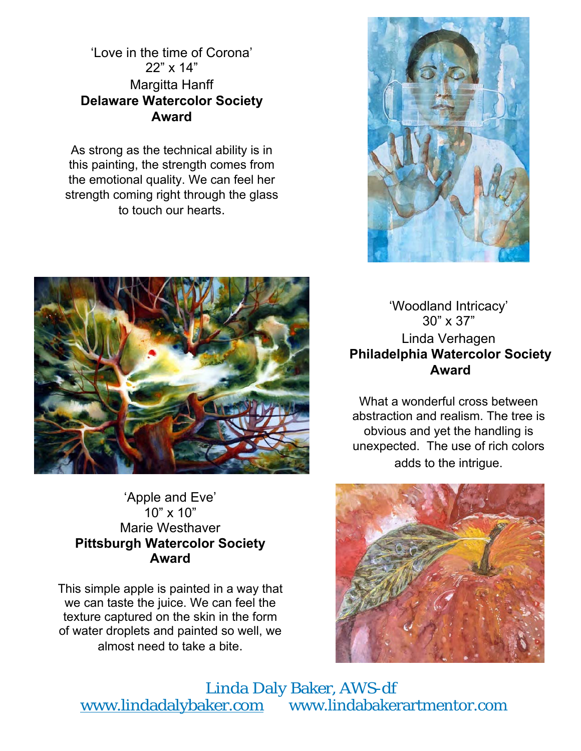'Love in the time of Corona'
22" x 14"
Margitta Hanff
**Delaware Watercolor Society Award**

As strong as the technical ability is in this painting, the strength comes from the emotional quality. We can feel her strength coming right through the glass to touch our hearts.

'Woodland Intricacy'
30" x 37"
Linda Verhagen
**Philadelphia Watercolor Society Award**

What a wonderful cross between abstraction and realism. The tree is obvious and yet the handling is unexpected. The use of rich colors adds to the intrigue.

'Apple and Eve'
10" x 10"
Marie Westhaver
**Pittsburgh Watercolor Society Award**

This simple apple is painted in a way that we can taste the juice. We can feel the texture captured on the skin in the form of water droplets and painted so well, we almost need to take a bite.

Linda Daly Baker, AWS-df
www.lindadalybaker.com www.lindabakerartmentor.com